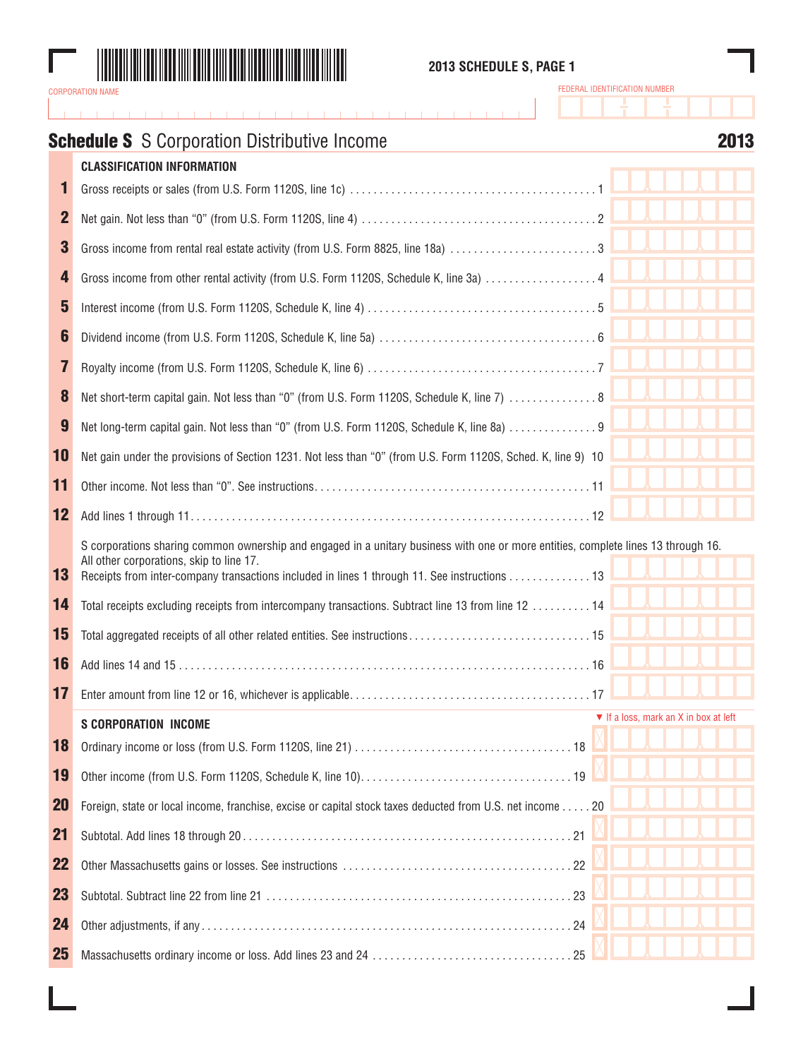2013 SCHEDULE S, PAGE 1

CORPORATION NAME

FEDERAL IDENTIFICATION NUMBER

# Schedule S S Corporation Distributive Income 2013

**CLASSIFICATION INFORMATION**

1 Gross receipts or sales (from U.S. Form 1120S, line 1c) . . . . . 1

2 Net gain. Not less than "0" (from U.S. Form 1120S, line 4) . . . . . 2

3 Gross income from rental real estate activity (from U.S. Form 8825, line 18a) . . . . . 3

4 Gross income from other rental activity (from U.S. Form 1120S, Schedule K, line 3a) . . . . . 4

5 Interest income (from U.S. Form 1120S, Schedule K, line 4) . . . . . 5

6 Dividend income (from U.S. Form 1120S, Schedule K, line 5a) . . . . . 6

7 Royalty income (from U.S. Form 1120S, Schedule K, line 6) . . . . . 7

8 Net short-term capital gain. Not less than "0" (from U.S. Form 1120S, Schedule K, line 7) . . . . . 8

9 Net long-term capital gain. Not less than "0" (from U.S. Form 1120S, Schedule K, line 8a) . . . . . 9

10 Net gain under the provisions of Section 1231. Not less than "0" (from U.S. Form 1120S, Sched. K, line 9) 10

11 Other income. Not less than "0". See instructions. . . . . 11

12 Add lines 1 through 11. . . . . 12

S corporations sharing common ownership and engaged in a unitary business with one or more entities, complete lines 13 through 16. All other corporations, skip to line 17.

13 Receipts from inter-company transactions included in lines 1 through 11. See instructions . . . . . 13

14 Total receipts excluding receipts from intercompany transactions. Subtract line 13 from line 12 . . . . . 14

15 Total aggregated receipts of all other related entities. See instructions. . . . . 15

16 Add lines 14 and 15 . . . . . 16

17 Enter amount from line 12 or 16, whichever is applicable. . . . . 17

**S CORPORATION INCOME**

▼ If a loss, mark an X in box at left

18 Ordinary income or loss (from U.S. Form 1120S, line 21) . . . . . 18

19 Other income (from U.S. Form 1120S, Schedule K, line 10). . . . . 19

20 Foreign, state or local income, franchise, excise or capital stock taxes deducted from U.S. net income . . . . . 20

21 Subtotal. Add lines 18 through 20. . . . . 21

22 Other Massachusetts gains or losses. See instructions . . . . . 22

23 Subtotal. Subtract line 22 from line 21 . . . . . 23

24 Other adjustments, if any. . . . . 24

25 Massachusetts ordinary income or loss. Add lines 23 and 24 . . . . . 25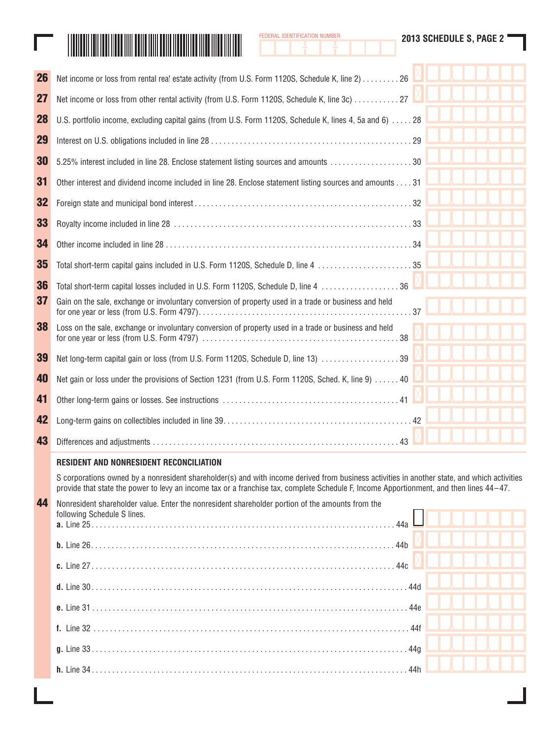FEDERAL IDENTIFICATION NUMBER

**2013 SCHEDULE S, PAGE 2**

**26** Net income or loss from rental real estate activity (from U.S. Form 1120S, Schedule K, line 2) . . . . . . . . . 26

**27** Net income or loss from other rental activity (from U.S. Form 1120S, Schedule K, line 3c) . . . . . . . . . . . 27

**28** U.S. portfolio income, excluding capital gains (from U.S. Form 1120S, Schedule K, lines 4, 5a and 6) . . . . . 28

**29** Interest on U.S. obligations included in line 28 . . . . . . . . . . . . . . . . . . . . . . . . . . . . . . . . . . . . . . . . . . . . . . . 29

**30** 5.25% interest included in line 28. Enclose statement listing sources and amounts . . . . . . . . . . . . . . . . . . . . 30

**31** Other interest and dividend income included in line 28. Enclose statement listing sources and amounts . . . . 31

**32** Foreign state and municipal bond interest . . . . . . . . . . . . . . . . . . . . . . . . . . . . . . . . . . . . . . . . . . . . . . . . . . . 32

**33** Royalty income included in line 28 . . . . . . . . . . . . . . . . . . . . . . . . . . . . . . . . . . . . . . . . . . . . . . . . . . . . . . . . 33

**34** Other income included in line 28 . . . . . . . . . . . . . . . . . . . . . . . . . . . . . . . . . . . . . . . . . . . . . . . . . . . . . . . . . . 34

**35** Total short-term capital gains included in U.S. Form 1120S, Schedule D, line 4 . . . . . . . . . . . . . . . . . . . . . . . 35

**36** Total short-term capital losses included in U.S. Form 1120S, Schedule D, line 4 . . . . . . . . . . . . . . . . . . . 36

**37** Gain on the sale, exchange or involuntary conversion of property used in a trade or business and held for one year or less (from U.S. Form 4797) . . . . . . . . . . . . . . . . . . . . . . . . . . . . . . . . . . . . . . . . . . . . . . . . . . . 37

**38** Loss on the sale, exchange or involuntary conversion of property used in a trade or business and held for one year or less (from U.S. Form 4797) . . . . . . . . . . . . . . . . . . . . . . . . . . . . . . . . . . . . . . . . . . . . . . . . 38

**39** Net long-term capital gain or loss (from U.S. Form 1120S, Schedule D, line 13) . . . . . . . . . . . . . . . . . . . 39

**40** Net gain or loss under the provisions of Section 1231 (from U.S. Form 1120S, Sched. K, line 9) . . . . . . 40

**41** Other long-term gains or losses. See instructions . . . . . . . . . . . . . . . . . . . . . . . . . . . . . . . . . . . . . . . . . . 41

**42** Long-term gains on collectibles included in line 39 . . . . . . . . . . . . . . . . . . . . . . . . . . . . . . . . . . . . . . . . . . . . . 42

**43** Differences and adjustments . . . . . . . . . . . . . . . . . . . . . . . . . . . . . . . . . . . . . . . . . . . . . . . . . . . . . . . . . . . 43

**RESIDENT AND NONRESIDENT RECONCILIATION**

S corporations owned by a nonresident shareholder(s) and with income derived from business activities in another state, and which activities provide that state the power to levy an income tax or a franchise tax, complete Schedule F, Income Apportionment, and then lines 44–47.

**44** Nonresident shareholder value. Enter the nonresident shareholder portion of the amounts from the following Schedule S lines.

**a.** Line 25 . . . . . . . . . . . . . . . . . . . . . . . . . . . . . . . . . . . . . . . . . . . . . . . . . . . . . . . . . . . . . . . . . . . . . . . . . . . 44a

**b.** Line 26 . . . . . . . . . . . . . . . . . . . . . . . . . . . . . . . . . . . . . . . . . . . . . . . . . . . . . . . . . . . . . . . . . . . . . . . . . . . 44b

**c.** Line 27 . . . . . . . . . . . . . . . . . . . . . . . . . . . . . . . . . . . . . . . . . . . . . . . . . . . . . . . . . . . . . . . . . . . . . . . . . . . 44c

**d.** Line 30 . . . . . . . . . . . . . . . . . . . . . . . . . . . . . . . . . . . . . . . . . . . . . . . . . . . . . . . . . . . . . . . . . . . . . . . . . . . . 44d

**e.** Line 31 . . . . . . . . . . . . . . . . . . . . . . . . . . . . . . . . . . . . . . . . . . . . . . . . . . . . . . . . . . . . . . . . . . . . . . . . . . . . 44e

**f.** Line 32 . . . . . . . . . . . . . . . . . . . . . . . . . . . . . . . . . . . . . . . . . . . . . . . . . . . . . . . . . . . . . . . . . . . . . . . . . . . . 44f

**g.** Line 33 . . . . . . . . . . . . . . . . . . . . . . . . . . . . . . . . . . . . . . . . . . . . . . . . . . . . . . . . . . . . . . . . . . . . . . . . . . . . 44g

**h.** Line 34 . . . . . . . . . . . . . . . . . . . . . . . . . . . . . . . . . . . . . . . . . . . . . . . . . . . . . . . . . . . . . . . . . . . . . . . . . . . . 44h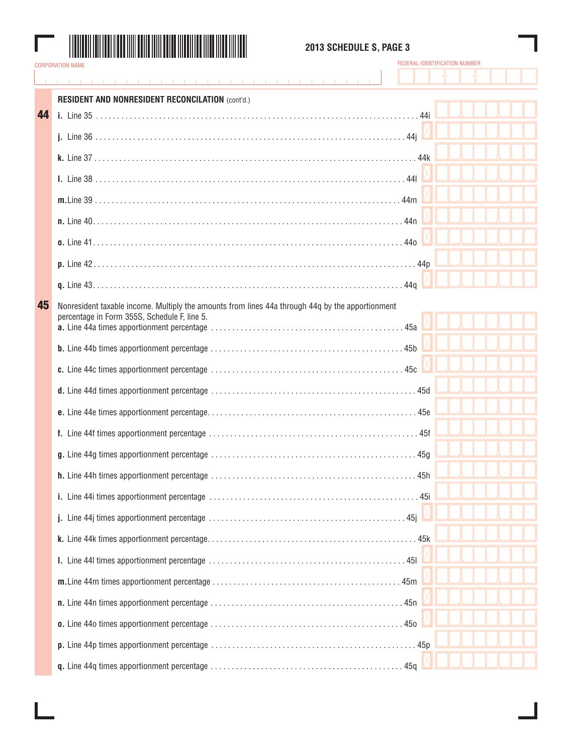**2013 SCHEDULE S, PAGE 3**

CORPORATION NAME

FEDERAL IDENTIFICATION NUMBER

## RESIDENT AND NONRESIDENT RECONCILATION (cont'd.)

**44**

**i.** Line 35 . . . . . . . . . . . . . . . . . . . . . . . . . . . . . . . . . . . . 44i

**j.** Line 36 . . . . . . . . . . . . . . . . . . . . . . . . . . . . . . . . . . . . 44j

**k.** Line 37 . . . . . . . . . . . . . . . . . . . . . . . . . . . . . . . . . . . . 44k

**l.** Line 38 . . . . . . . . . . . . . . . . . . . . . . . . . . . . . . . . . . . . 44l

**m.** Line 39 . . . . . . . . . . . . . . . . . . . . . . . . . . . . . . . . . . . . 44m

**n.** Line 40 . . . . . . . . . . . . . . . . . . . . . . . . . . . . . . . . . . . . 44n

**o.** Line 41 . . . . . . . . . . . . . . . . . . . . . . . . . . . . . . . . . . . . 44o

**p.** Line 42 . . . . . . . . . . . . . . . . . . . . . . . . . . . . . . . . . . . . 44p

**q.** Line 43 . . . . . . . . . . . . . . . . . . . . . . . . . . . . . . . . . . . . 44q

**45** Nonresident taxable income. Multiply the amounts from lines 44a through 44q by the apportionment percentage in Form 355S, Schedule F, line 5.

**a.** Line 44a times apportionment percentage . . . . . . . . . . . . . . . . 45a

**b.** Line 44b times apportionment percentage . . . . . . . . . . . . . . . . 45b

**c.** Line 44c times apportionment percentage . . . . . . . . . . . . . . . . 45c

**d.** Line 44d times apportionment percentage . . . . . . . . . . . . . . . . 45d

**e.** Line 44e times apportionment percentage . . . . . . . . . . . . . . . . 45e

**f.** Line 44f times apportionment percentage . . . . . . . . . . . . . . . . 45f

**g.** Line 44g times apportionment percentage . . . . . . . . . . . . . . . . 45g

**h.** Line 44h times apportionment percentage . . . . . . . . . . . . . . . . 45h

**i.** Line 44i times apportionment percentage . . . . . . . . . . . . . . . . 45i

**j.** Line 44j times apportionment percentage . . . . . . . . . . . . . . . . 45j

**k.** Line 44k times apportionment percentage . . . . . . . . . . . . . . . . 45k

**l.** Line 44l times apportionment percentage . . . . . . . . . . . . . . . . 45l

**m.** Line 44m times apportionment percentage . . . . . . . . . . . . . . . . 45m

**n.** Line 44n times apportionment percentage . . . . . . . . . . . . . . . . 45n

**o.** Line 44o times apportionment percentage . . . . . . . . . . . . . . . . 45o

**p.** Line 44p times apportionment percentage . . . . . . . . . . . . . . . . 45p

**q.** Line 44q times apportionment percentage . . . . . . . . . . . . . . . . 45q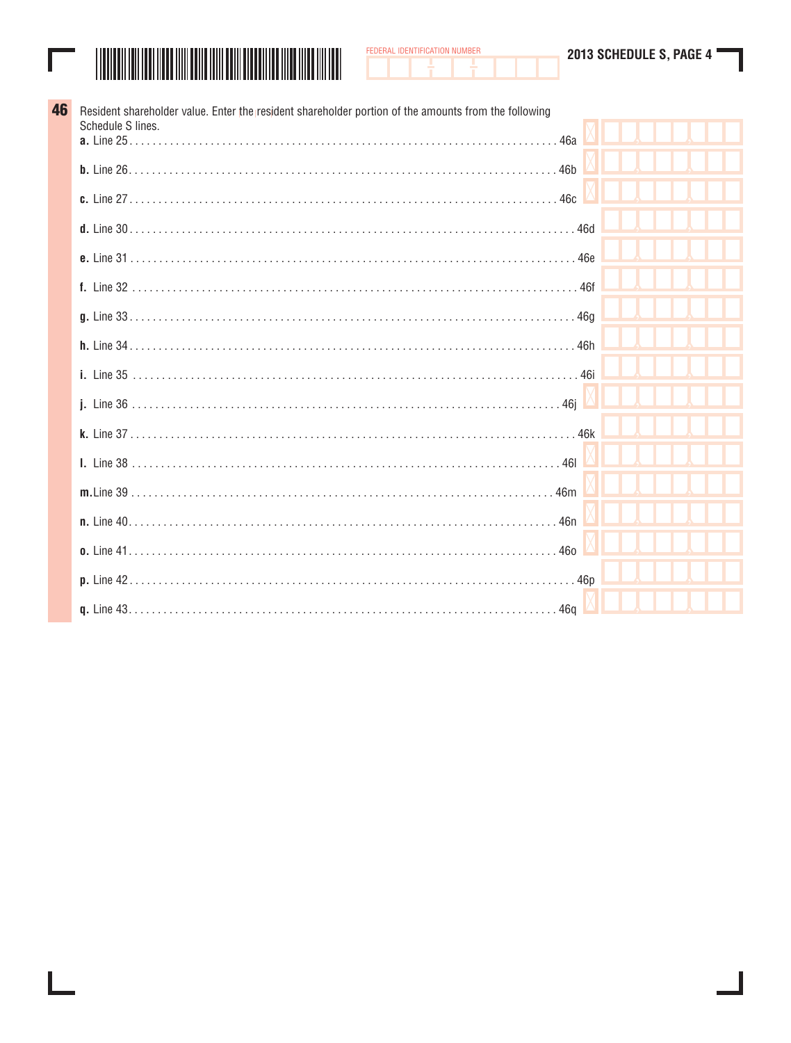FEDERAL IDENTIFICATION NUMBER

**2013 SCHEDULE S, PAGE 4**

**46** Resident shareholder value. Enter the resident shareholder portion of the amounts from the following Schedule S lines.

**a.** Line 25 . . . . . . . . . . 46a

**b.** Line 26 . . . . . . . . . . 46b

**c.** Line 27 . . . . . . . . . . 46c

**d.** Line 30 . . . . . . . . . . 46d

**e.** Line 31 . . . . . . . . . . 46e

**f.** Line 32 . . . . . . . . . . 46f

**g.** Line 33 . . . . . . . . . . 46g

**h.** Line 34 . . . . . . . . . . 46h

**i.** Line 35 . . . . . . . . . . 46i

**j.** Line 36 . . . . . . . . . . 46j

**k.** Line 37 . . . . . . . . . . 46k

**l.** Line 38 . . . . . . . . . . 46l

**m.** Line 39 . . . . . . . . . . 46m

**n.** Line 40 . . . . . . . . . . 46n

**o.** Line 41 . . . . . . . . . . 46o

**p.** Line 42 . . . . . . . . . . 46p

**q.** Line 43 . . . . . . . . . . 46q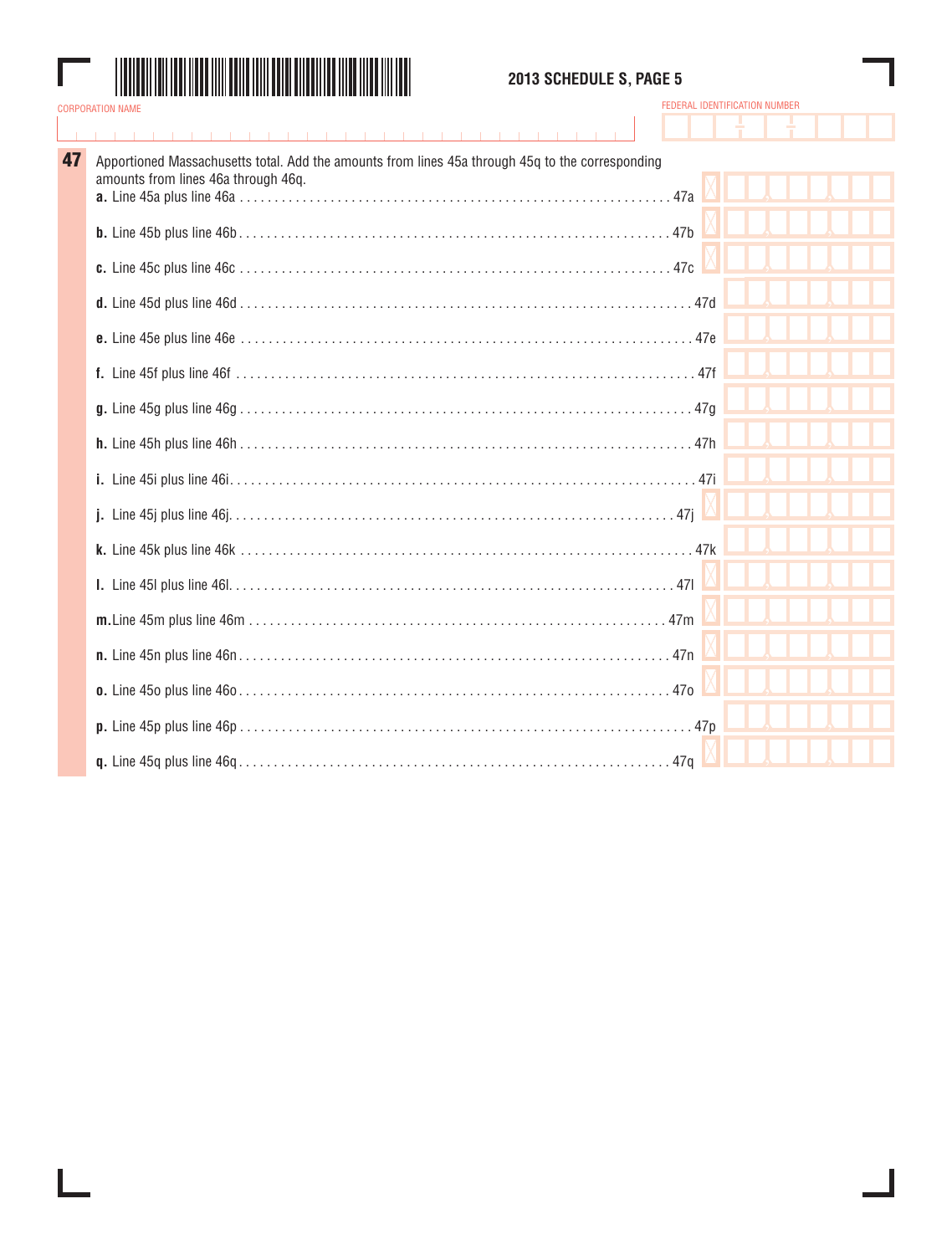## 2013 SCHEDULE S, PAGE 5

CORPORATION NAME

FEDERAL IDENTIFICATION NUMBER

**47** Apportioned Massachusetts total. Add the amounts from lines 45a through 45q to the corresponding amounts from lines 46a through 46q.

**a.** Line 45a plus line 46a . . . . . . . . . . . . . . . . . . . . . . . . . . . . . . . . . . . . . . . . . . . . . . . . . . . . . . . . . . . . 47a

**b.** Line 45b plus line 46b . . . . . . . . . . . . . . . . . . . . . . . . . . . . . . . . . . . . . . . . . . . . . . . . . . . . . . . . . . . . 47b

**c.** Line 45c plus line 46c . . . . . . . . . . . . . . . . . . . . . . . . . . . . . . . . . . . . . . . . . . . . . . . . . . . . . . . . . . . . 47c

**d.** Line 45d plus line 46d . . . . . . . . . . . . . . . . . . . . . . . . . . . . . . . . . . . . . . . . . . . . . . . . . . . . . . . . . . . . 47d

**e.** Line 45e plus line 46e . . . . . . . . . . . . . . . . . . . . . . . . . . . . . . . . . . . . . . . . . . . . . . . . . . . . . . . . . . . . 47e

**f.** Line 45f plus line 46f . . . . . . . . . . . . . . . . . . . . . . . . . . . . . . . . . . . . . . . . . . . . . . . . . . . . . . . . . . . . 47f

**g.** Line 45g plus line 46g . . . . . . . . . . . . . . . . . . . . . . . . . . . . . . . . . . . . . . . . . . . . . . . . . . . . . . . . . . . . 47g

**h.** Line 45h plus line 46h . . . . . . . . . . . . . . . . . . . . . . . . . . . . . . . . . . . . . . . . . . . . . . . . . . . . . . . . . . . . 47h

**i.** Line 45i plus line 46i . . . . . . . . . . . . . . . . . . . . . . . . . . . . . . . . . . . . . . . . . . . . . . . . . . . . . . . . . . . . 47i

**j.** Line 45j plus line 46j . . . . . . . . . . . . . . . . . . . . . . . . . . . . . . . . . . . . . . . . . . . . . . . . . . . . . . . . . . . . 47j

**k.** Line 45k plus line 46k . . . . . . . . . . . . . . . . . . . . . . . . . . . . . . . . . . . . . . . . . . . . . . . . . . . . . . . . . . . . 47k

**l.** Line 45l plus line 46l . . . . . . . . . . . . . . . . . . . . . . . . . . . . . . . . . . . . . . . . . . . . . . . . . . . . . . . . . . . . 47l

**m.** Line 45m plus line 46m . . . . . . . . . . . . . . . . . . . . . . . . . . . . . . . . . . . . . . . . . . . . . . . . . . . . . . . . . . . . 47m

**n.** Line 45n plus line 46n . . . . . . . . . . . . . . . . . . . . . . . . . . . . . . . . . . . . . . . . . . . . . . . . . . . . . . . . . . . . 47n

**o.** Line 45o plus line 46o . . . . . . . . . . . . . . . . . . . . . . . . . . . . . . . . . . . . . . . . . . . . . . . . . . . . . . . . . . . . 47o

**p.** Line 45p plus line 46p . . . . . . . . . . . . . . . . . . . . . . . . . . . . . . . . . . . . . . . . . . . . . . . . . . . . . . . . . . . . 47p

**q.** Line 45q plus line 46q . . . . . . . . . . . . . . . . . . . . . . . . . . . . . . . . . . . . . . . . . . . . . . . . . . . . . . . . . . . . 47q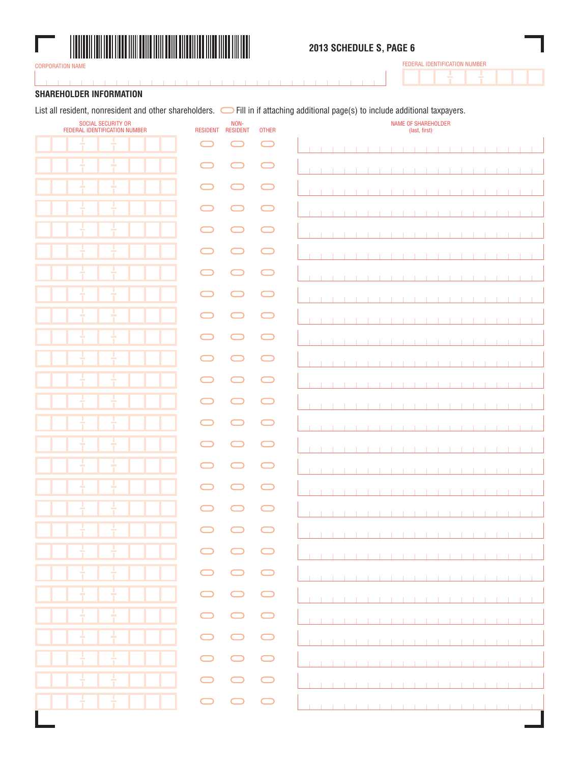# 2013 SCHEDULE S, PAGE 6

CORPORATION NAME

FEDERAL IDENTIFICATION NUMBER

## SHAREHOLDER INFORMATION

List all resident, nonresident and other shareholders. ⬭ Fill in if attaching additional page(s) to include additional taxpayers.

| SOCIAL SECURITY OR FEDERAL IDENTIFICATION NUMBER | RESIDENT | NON-RESIDENT | OTHER | NAME OF SHAREHOLDER (last, first) |
|---|---|---|---|---|
| | ⬭ | ⬭ | ⬭ | |
| | ⬭ | ⬭ | ⬭ | |
| | ⬭ | ⬭ | ⬭ | |
| | ⬭ | ⬭ | ⬭ | |
| | ⬭ | ⬭ | ⬭ | |
| | ⬭ | ⬭ | ⬭ | |
| | ⬭ | ⬭ | ⬭ | |
| | ⬭ | ⬭ | ⬭ | |
| | ⬭ | ⬭ | ⬭ | |
| | ⬭ | ⬭ | ⬭ | |
| | ⬭ | ⬭ | ⬭ | |
| | ⬭ | ⬭ | ⬭ | |
| | ⬭ | ⬭ | ⬭ | |
| | ⬭ | ⬭ | ⬭ | |
| | ⬭ | ⬭ | ⬭ | |
| | ⬭ | ⬭ | ⬭ | |
| | ⬭ | ⬭ | ⬭ | |
| | ⬭ | ⬭ | ⬭ | |
| | ⬭ | ⬭ | ⬭ | |
| | ⬭ | ⬭ | ⬭ | |
| | ⬭ | ⬭ | ⬭ | |
| | ⬭ | ⬭ | ⬭ | |
| | ⬭ | ⬭ | ⬭ | |
| | ⬭ | ⬭ | ⬭ | |
| | ⬭ | ⬭ | ⬭ | |
| | ⬭ | ⬭ | ⬭ | |
| | ⬭ | ⬭ | ⬭ | |